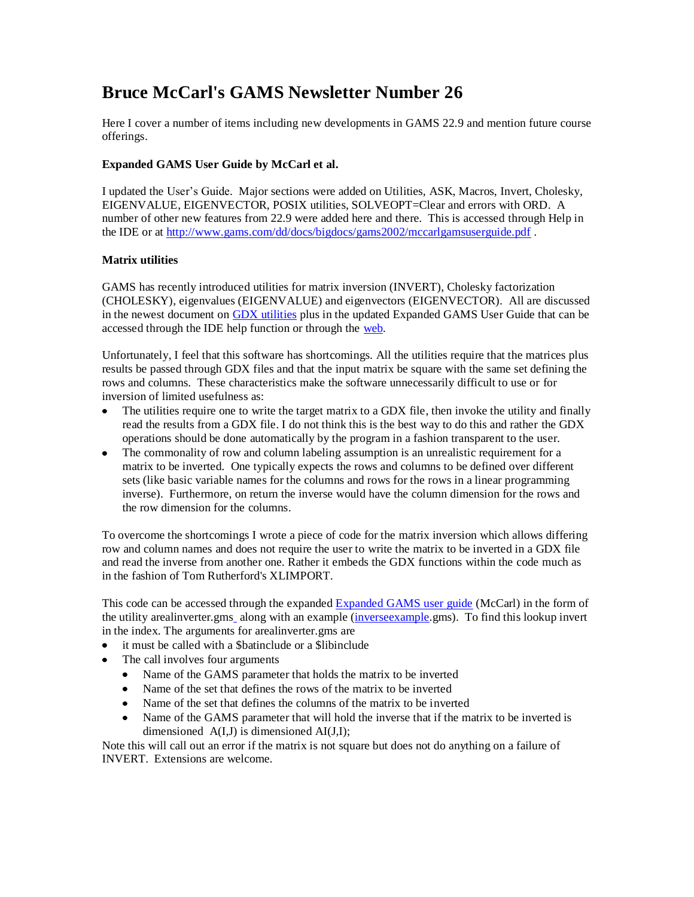# Bruce McCarl's GAMS Newsletter Number 26

Here I cover a number of items including new developments in GAMS 22.9 and mention future course offerings.

**Expanded GAMS User Guide by McCarl et al.**

I updated the User's Guide. Major sections were added on Utilities, ASK, Macros, Invert, Cholesky, EIGENVALUE, EIGENVECTOR, POSIX utilities, SOLVEOPT=Clear and errors with ORD. A number of other new features from 22.9 were added here and there. This is accessed through Help in the IDE or at http://www.gams.com/dd/docs/bigdocs/gams2002/mccarlgamsuserguide.pdf .

**Matrix utilities**

GAMS has recently introduced utilities for matrix inversion (INVERT), Cholesky factorization (CHOLESKY), eigenvalues (EIGENVALUE) and eigenvectors (EIGENVECTOR). All are discussed in the newest document on GDX utilities plus in the updated Expanded GAMS User Guide that can be accessed through the IDE help function or through the web.

Unfortunately, I feel that this software has shortcomings. All the utilities require that the matrices plus results be passed through GDX files and that the input matrix be square with the same set defining the rows and columns. These characteristics make the software unnecessarily difficult to use or for inversion of limited usefulness as:

- The utilities require one to write the target matrix to a GDX file, then invoke the utility and finally read the results from a GDX file. I do not think this is the best way to do this and rather the GDX operations should be done automatically by the program in a fashion transparent to the user.
- The commonality of row and column labeling assumption is an unrealistic requirement for a matrix to be inverted. One typically expects the rows and columns to be defined over different sets (like basic variable names for the columns and rows for the rows in a linear programming inverse). Furthermore, on return the inverse would have the column dimension for the rows and the row dimension for the columns.

To overcome the shortcomings I wrote a piece of code for the matrix inversion which allows differing row and column names and does not require the user to write the matrix to be inverted in a GDX file and read the inverse from another one. Rather it embeds the GDX functions within the code much as in the fashion of Tom Rutherford's XLIMPORT.

This code can be accessed through the expanded Expanded GAMS user guide (McCarl) in the form of the utility arealinverter.gms along with an example (inverseexample.gms). To find this lookup invert in the index. The arguments for arealinverter.gms are

- it must be called with a $batinclude or a $libinclude
- The call involves four arguments
  - Name of the GAMS parameter that holds the matrix to be inverted
  - Name of the set that defines the rows of the matrix to be inverted
  - Name of the set that defines the columns of the matrix to be inverted
  - Name of the GAMS parameter that will hold the inverse that if the matrix to be inverted is dimensioned A(I,J) is dimensioned AI(J,I);

Note this will call out an error if the matrix is not square but does not do anything on a failure of INVERT. Extensions are welcome.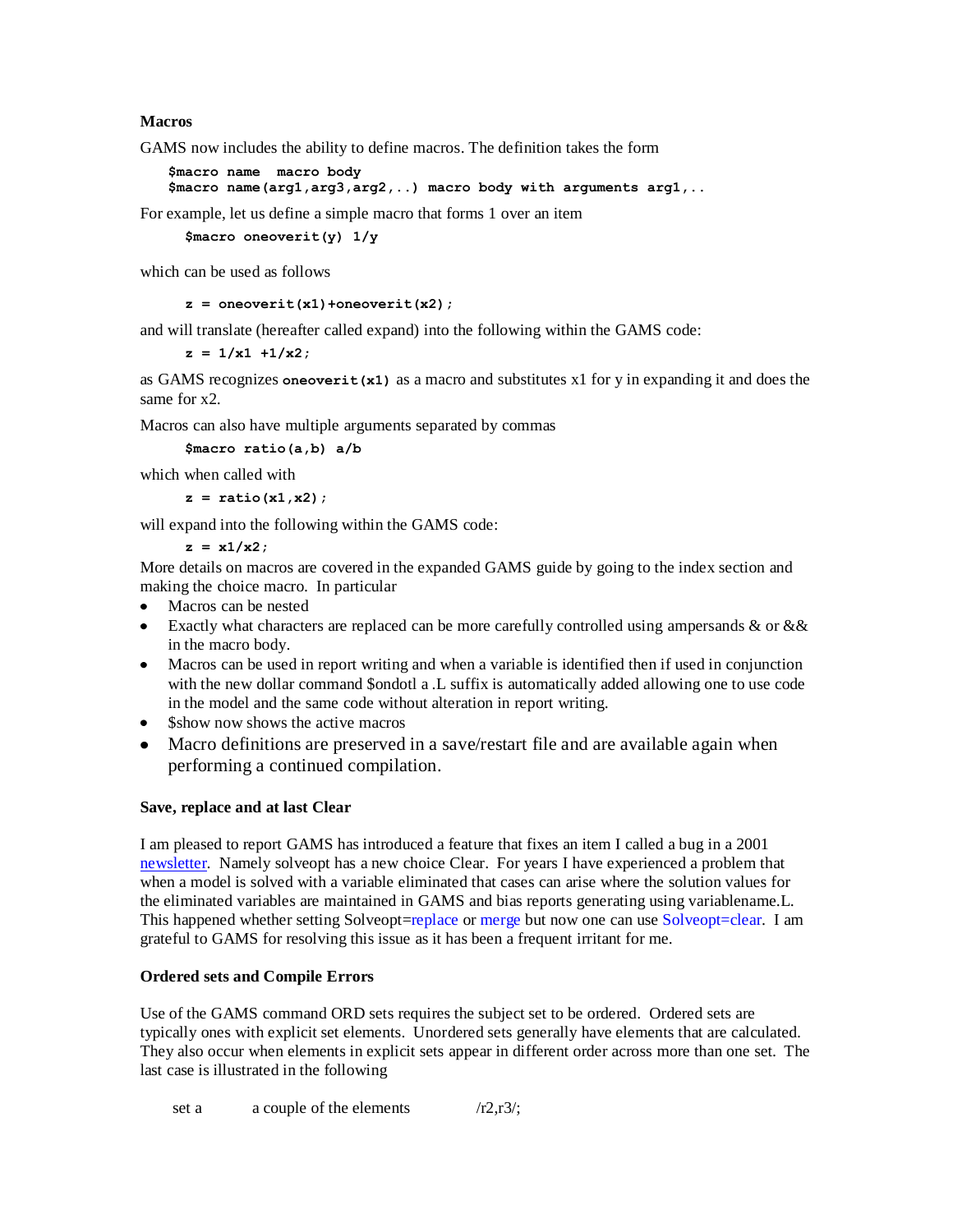### Macros

GAMS now includes the ability to define macros. The definition takes the form

```
$macro name  macro body
$macro name(arg1,arg3,arg2,..) macro body with arguments arg1,..
```

For example, let us define a simple macro that forms 1 over an item

```
$macro oneoverit(y) 1/y
```

which can be used as follows

```
z = oneoverit(x1)+oneoverit(x2);
```

and will translate (hereafter called expand) into the following within the GAMS code:

```
z = 1/x1 +1/x2;
```

as GAMS recognizes `oneoverit(x1)` as a macro and substitutes x1 for y in expanding it and does the same for x2.

Macros can also have multiple arguments separated by commas

```
$macro ratio(a,b) a/b
```

which when called with

```
z = ratio(x1,x2);
```

will expand into the following within the GAMS code:

```
z = x1/x2;
```

More details on macros are covered in the expanded GAMS guide by going to the index section and making the choice macro. In particular

- Macros can be nested
- Exactly what characters are replaced can be more carefully controlled using ampersands & or && in the macro body.
- Macros can be used in report writing and when a variable is identified then if used in conjunction with the new dollar command $ondotl a .L suffix is automatically added allowing one to use code in the model and the same code without alteration in report writing.
- $show now shows the active macros
- Macro definitions are preserved in a save/restart file and are available again when performing a continued compilation.

### Save, replace and at last Clear

I am pleased to report GAMS has introduced a feature that fixes an item I called a bug in a 2001 newsletter. Namely solveopt has a new choice Clear. For years I have experienced a problem that when a model is solved with a variable eliminated that cases can arise where the solution values for the eliminated variables are maintained in GAMS and bias reports generating using variablename.L. This happened whether setting Solveopt=replace or merge but now one can use Solveopt=clear. I am grateful to GAMS for resolving this issue as it has been a frequent irritant for me.

### Ordered sets and Compile Errors

Use of the GAMS command ORD sets requires the subject set to be ordered. Ordered sets are typically ones with explicit set elements. Unordered sets generally have elements that are calculated. They also occur when elements in explicit sets appear in different order across more than one set. The last case is illustrated in the following

```
set a        a couple of the elements          /r2,r3/;
```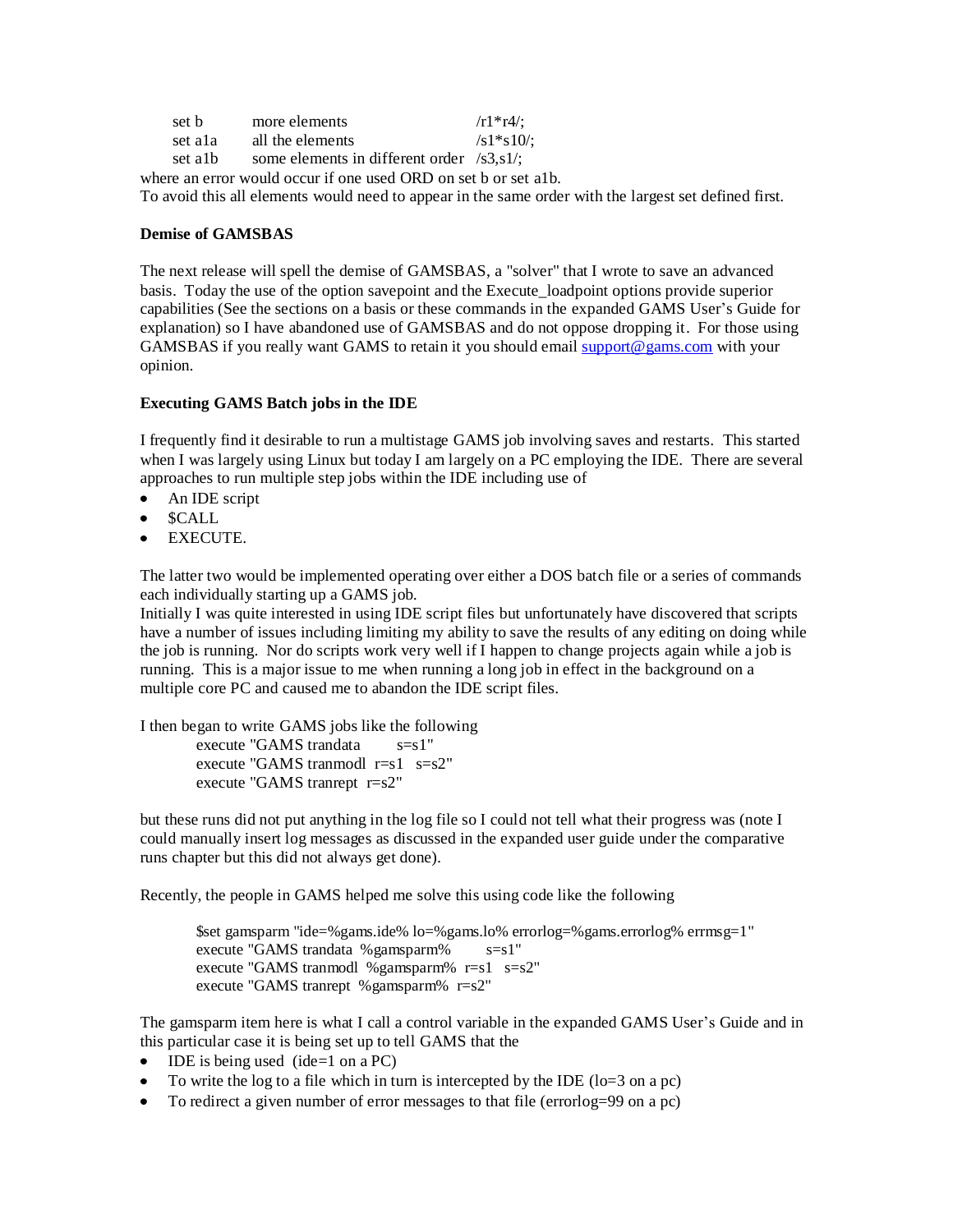```
set b     more elements                    /r1*r4/;
set a1a   all the elements                 /s1*s10/;
set a1b   some elements in different order /s3,s1/;
```

where an error would occur if one used ORD on set b or set a1b.
To avoid this all elements would need to appear in the same order with the largest set defined first.

**Demise of GAMSBAS**

The next release will spell the demise of GAMSBAS, a "solver" that I wrote to save an advanced basis. Today the use of the option savepoint and the Execute_loadpoint options provide superior capabilities (See the sections on a basis or these commands in the expanded GAMS User's Guide for explanation) so I have abandoned use of GAMSBAS and do not oppose dropping it. For those using GAMSBAS if you really want GAMS to retain it you should email support@gams.com with your opinion.

**Executing GAMS Batch jobs in the IDE**

I frequently find it desirable to run a multistage GAMS job involving saves and restarts. This started when I was largely using Linux but today I am largely on a PC employing the IDE. There are several approaches to run multiple step jobs within the IDE including use of

- An IDE script
- $CALL
- EXECUTE.

The latter two would be implemented operating over either a DOS batch file or a series of commands each individually starting up a GAMS job.
Initially I was quite interested in using IDE script files but unfortunately have discovered that scripts have a number of issues including limiting my ability to save the results of any editing on doing while the job is running. Nor do scripts work very well if I happen to change projects again while a job is running. This is a major issue to me when running a long job in effect in the background on a multiple core PC and caused me to abandon the IDE script files.

I then began to write GAMS jobs like the following

```
execute "GAMS trandata        s=s1"
execute "GAMS tranmodl  r=s1   s=s2"
execute "GAMS tranrept  r=s2"
```

but these runs did not put anything in the log file so I could not tell what their progress was (note I could manually insert log messages as discussed in the expanded user guide under the comparative runs chapter but this did not always get done).

Recently, the people in GAMS helped me solve this using code like the following

```
$set gamsparm "ide=%gams.ide% lo=%gams.lo% errorlog=%gams.errorlog% errmsg=1"
execute "GAMS trandata  %gamsparm%        s=s1"
execute "GAMS tranmodl  %gamsparm%  r=s1   s=s2"
execute "GAMS tranrept  %gamsparm%  r=s2"
```

The gamsparm item here is what I call a control variable in the expanded GAMS User's Guide and in this particular case it is being set up to tell GAMS that the

- IDE is being used (ide=1 on a PC)
- To write the log to a file which in turn is intercepted by the IDE (lo=3 on a pc)
- To redirect a given number of error messages to that file (errorlog=99 on a pc)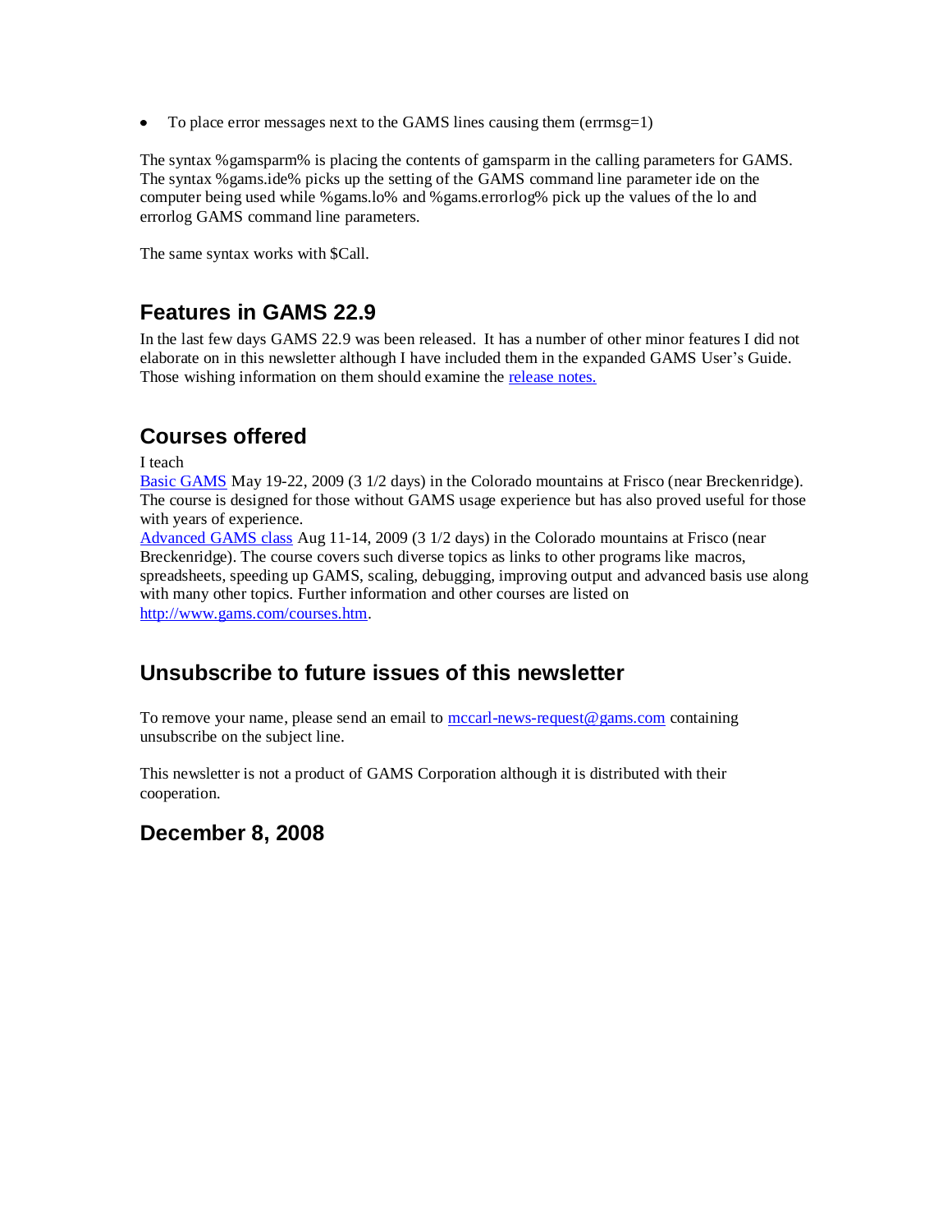- To place error messages next to the GAMS lines causing them (errmsg=1)

The syntax %gamsparm% is placing the contents of gamsparm in the calling parameters for GAMS. The syntax %gams.ide% picks up the setting of the GAMS command line parameter ide on the computer being used while %gams.lo% and %gams.errorlog% pick up the values of the lo and errorlog GAMS command line parameters.

The same syntax works with $Call.

## Features in GAMS 22.9

In the last few days GAMS 22.9 was been released. It has a number of other minor features I did not elaborate on in this newsletter although I have included them in the expanded GAMS User's Guide. Those wishing information on them should examine the release notes.

## Courses offered

I teach
Basic GAMS May 19-22, 2009 (3 1/2 days) in the Colorado mountains at Frisco (near Breckenridge). The course is designed for those without GAMS usage experience but has also proved useful for those with years of experience.
Advanced GAMS class Aug 11-14, 2009 (3 1/2 days) in the Colorado mountains at Frisco (near Breckenridge). The course covers such diverse topics as links to other programs like macros, spreadsheets, speeding up GAMS, scaling, debugging, improving output and advanced basis use along with many other topics. Further information and other courses are listed on http://www.gams.com/courses.htm.

## Unsubscribe to future issues of this newsletter

To remove your name, please send an email to mccarl-news-request@gams.com containing unsubscribe on the subject line.

This newsletter is not a product of GAMS Corporation although it is distributed with their cooperation.

## December 8, 2008